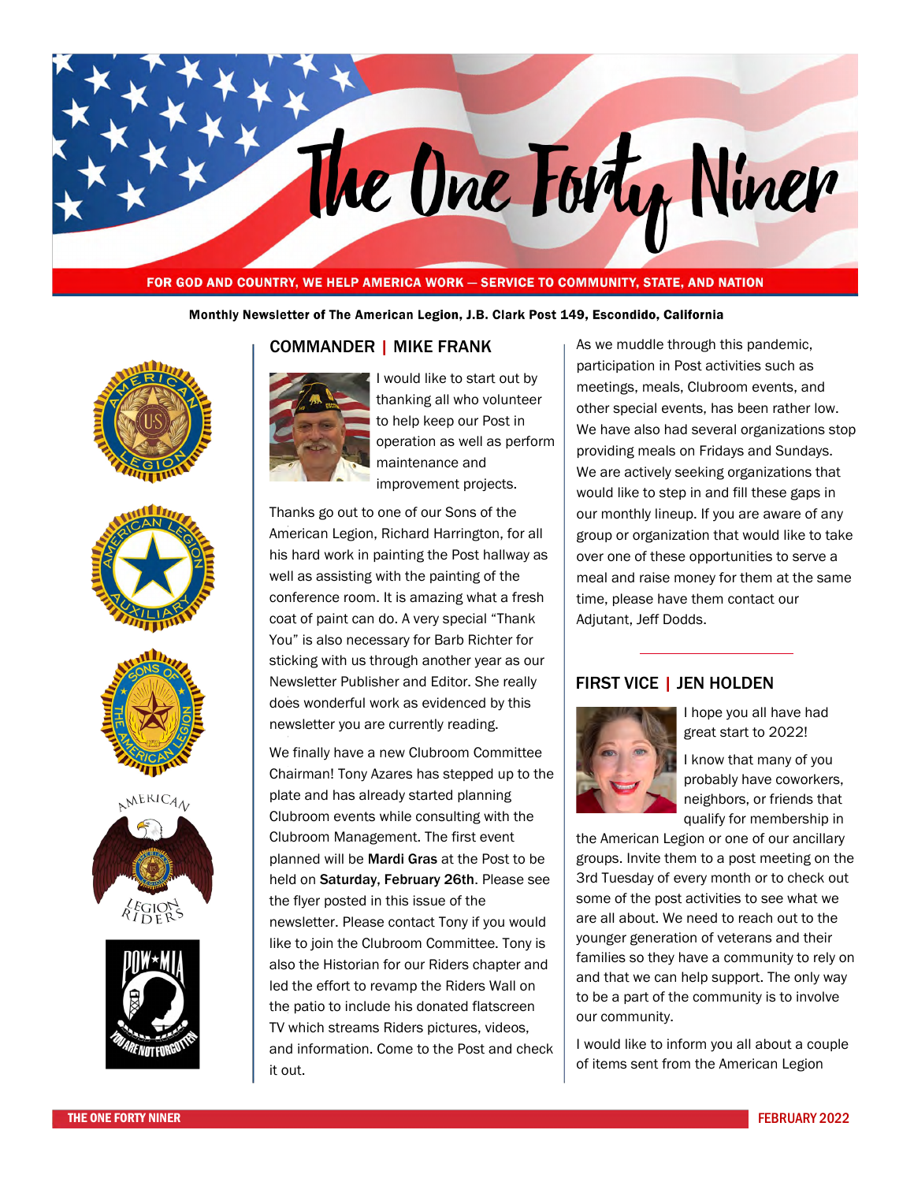# The One Forty Niner

FOR GOD AND COUNTRY, WE HELP AMERICA WORK — SERVICE TO COMMUNITY, STATE, AND NATION

**Monthly Newsletter of The American Legion, J.B. Clark Post 149, Escondido, California**

## COMMANDER | MIKE FRANK

I would like to start out by thanking all who volunteer to help keep our Post in operation as well as perform maintenance and improvement projects.

Thanks go out to one of our Sons of the American Legion, Richard Harrington, for all his hard work in painting the Post hallway as well as assisting with the painting of the conference room. It is amazing what a fresh coat of paint can do. A very special "Thank You" is also necessary for Barb Richter for sticking with us through another year as our Newsletter Publisher and Editor. She really does wonderful work as evidenced by this newsletter you are currently reading.

We finally have a new Clubroom Committee Chairman! Tony Azares has stepped up to the plate and has already started planning Clubroom events while consulting with the Clubroom Management. The first event planned will be **Mardi Gras** at the Post to be held on **Saturday, February 26th**. Please see the flyer posted in this issue of the newsletter. Please contact Tony if you would like to join the Clubroom Committee. Tony is also the Historian for our Riders chapter and led the effort to revamp the Riders Wall on the patio to include his donated flatscreen TV which streams Riders pictures, videos, and information. Come to the Post and check it out.

As we muddle through this pandemic, participation in Post activities such as meetings, meals, Clubroom events, and other special events, has been rather low. We have also had several organizations stop providing meals on Fridays and Sundays. We are actively seeking organizations that would like to step in and fill these gaps in our monthly lineup. If you are aware of any group or organization that would like to take over one of these opportunities to serve a meal and raise money for them at the same time, please have them contact our Adjutant, Jeff Dodds.

## FIRST VICE | JEN HOLDEN

I hope you all have had great start to 2022!

I know that many of you probably have coworkers, neighbors, or friends that qualify for membership in the American Legion or one of our ancillary groups. Invite them to a post meeting on the 3rd Tuesday of every month or to check out some of the post activities to see what we are all about. We need to reach out to the younger generation of veterans and their families so they have a community to rely on and that we can help support. The only way to be a part of the community is to involve our community.

I would like to inform you all about a couple of items sent from the American Legion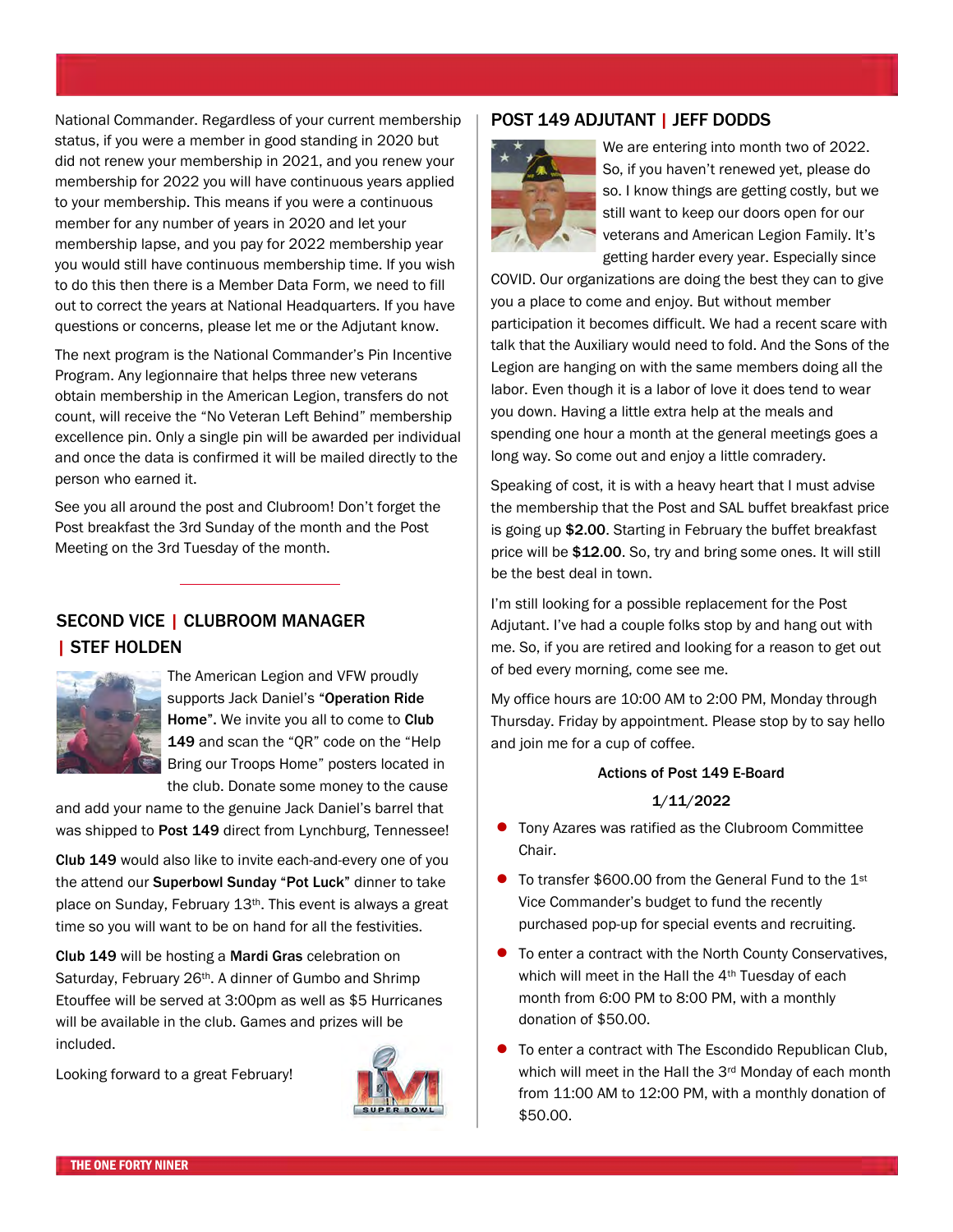National Commander. Regardless of your current membership status, if you were a member in good standing in 2020 but did not renew your membership in 2021, and you renew your membership for 2022 you will have continuous years applied to your membership. This means if you were a continuous member for any number of years in 2020 and let your membership lapse, and you pay for 2022 membership year you would still have continuous membership time. If you wish to do this then there is a Member Data Form, we need to fill out to correct the years at National Headquarters. If you have questions or concerns, please let me or the Adjutant know.

The next program is the National Commander's Pin Incentive Program. Any legionnaire that helps three new veterans obtain membership in the American Legion, transfers do not count, will receive the "No Veteran Left Behind" membership excellence pin. Only a single pin will be awarded per individual and once the data is confirmed it will be mailed directly to the person who earned it.

See you all around the post and Clubroom! Don't forget the Post breakfast the 3rd Sunday of the month and the Post Meeting on the 3rd Tuesday of the month.

---

## SECOND VICE | CLUBROOM MANAGER | STEF HOLDEN

The American Legion and VFW proudly supports Jack Daniel's "**Operation Ride Home**". We invite you all to come to **Club 149** and scan the "QR" code on the "Help Bring our Troops Home" posters located in the club. Donate some money to the cause and add your name to the genuine Jack Daniel's barrel that was shipped to **Post 149** direct from Lynchburg, Tennessee!

**Club 149** would also like to invite each-and-every one of you the attend our **Superbowl Sunday "Pot Luck"** dinner to take place on Sunday, February 13th. This event is always a great time so you will want to be on hand for all the festivities.

**Club 149** will be hosting a **Mardi Gras** celebration on Saturday, February 26th. A dinner of Gumbo and Shrimp Etouffee will be served at 3:00pm as well as $5 Hurricanes will be available in the club. Games and prizes will be included.

Looking forward to a great February!

## POST 149 ADJUTANT | JEFF DODDS

We are entering into month two of 2022. So, if you haven't renewed yet, please do so. I know things are getting costly, but we still want to keep our doors open for our veterans and American Legion Family. It's getting harder every year. Especially since COVID. Our organizations are doing the best they can to give you a place to come and enjoy. But without member participation it becomes difficult. We had a recent scare with talk that the Auxiliary would need to fold. And the Sons of the Legion are hanging on with the same members doing all the labor. Even though it is a labor of love it does tend to wear you down. Having a little extra help at the meals and spending one hour a month at the general meetings goes a long way. So come out and enjoy a little comradery.

Speaking of cost, it is with a heavy heart that I must advise the membership that the Post and SAL buffet breakfast price is going up **$2.00**. Starting in February the buffet breakfast price will be **$12.00**. So, try and bring some ones. It will still be the best deal in town.

I'm still looking for a possible replacement for the Post Adjutant. I've had a couple folks stop by and hang out with me. So, if you are retired and looking for a reason to get out of bed every morning, come see me.

My office hours are 10:00 AM to 2:00 PM, Monday through Thursday. Friday by appointment. Please stop by to say hello and join me for a cup of coffee.

**Actions of Post 149 E-Board**

**1/11/2022**

- Tony Azares was ratified as the Clubroom Committee Chair.
- To transfer $600.00 from the General Fund to the 1st Vice Commander's budget to fund the recently purchased pop-up for special events and recruiting.
- To enter a contract with the North County Conservatives, which will meet in the Hall the 4th Tuesday of each month from 6:00 PM to 8:00 PM, with a monthly donation of $50.00.
- To enter a contract with The Escondido Republican Club, which will meet in the Hall the 3rd Monday of each month from 11:00 AM to 12:00 PM, with a monthly donation of $50.00.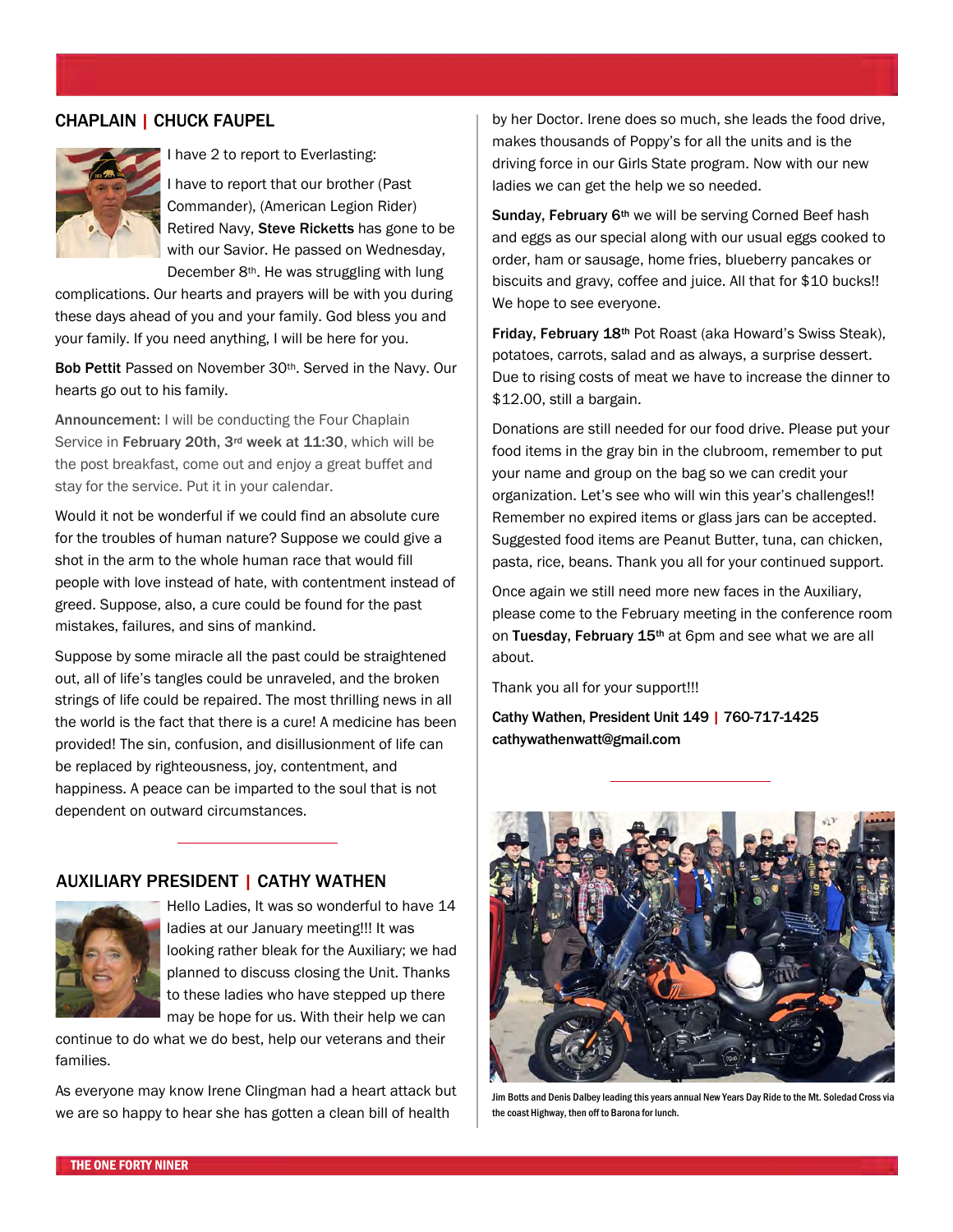## CHAPLAIN | CHUCK FAUPEL

I have 2 to report to Everlasting:

I have to report that our brother (Past Commander), (American Legion Rider) Retired Navy, **Steve Ricketts** has gone to be with our Savior. He passed on Wednesday, December 8th. He was struggling with lung complications. Our hearts and prayers will be with you during these days ahead of you and your family. God bless you and your family. If you need anything, I will be here for you.

**Bob Pettit** Passed on November 30th. Served in the Navy. Our hearts go out to his family.

Announcement: I will be conducting the Four Chaplain Service in **February 20th, 3rd week at 11:30**, which will be the post breakfast, come out and enjoy a great buffet and stay for the service. Put it in your calendar.

Would it not be wonderful if we could find an absolute cure for the troubles of human nature? Suppose we could give a shot in the arm to the whole human race that would fill people with love instead of hate, with contentment instead of greed. Suppose, also, a cure could be found for the past mistakes, failures, and sins of mankind.

Suppose by some miracle all the past could be straightened out, all of life's tangles could be unraveled, and the broken strings of life could be repaired. The most thrilling news in all the world is the fact that there is a cure! A medicine has been provided! The sin, confusion, and disillusionment of life can be replaced by righteousness, joy, contentment, and happiness. A peace can be imparted to the soul that is not dependent on outward circumstances.

## AUXILIARY PRESIDENT | CATHY WATHEN

Hello Ladies, It was so wonderful to have 14 ladies at our January meeting!!! It was looking rather bleak for the Auxiliary; we had planned to discuss closing the Unit. Thanks to these ladies who have stepped up there may be hope for us. With their help we can continue to do what we do best, help our veterans and their families.

As everyone may know Irene Clingman had a heart attack but we are so happy to hear she has gotten a clean bill of health by her Doctor. Irene does so much, she leads the food drive, makes thousands of Poppy's for all the units and is the driving force in our Girls State program. Now with our new ladies we can get the help we so needed.

**Sunday, February 6th** we will be serving Corned Beef hash and eggs as our special along with our usual eggs cooked to order, ham or sausage, home fries, blueberry pancakes or biscuits and gravy, coffee and juice. All that for $10 bucks!! We hope to see everyone.

**Friday, February 18th** Pot Roast (aka Howard's Swiss Steak), potatoes, carrots, salad and as always, a surprise dessert. Due to rising costs of meat we have to increase the dinner to $12.00, still a bargain.

Donations are still needed for our food drive. Please put your food items in the gray bin in the clubroom, remember to put your name and group on the bag so we can credit your organization. Let's see who will win this year's challenges!! Remember no expired items or glass jars can be accepted. Suggested food items are Peanut Butter, tuna, can chicken, pasta, rice, beans. Thank you all for your continued support.

Once again we still need more new faces in the Auxiliary, please come to the February meeting in the conference room on **Tuesday, February 15th** at 6pm and see what we are all about.

Thank you all for your support!!!

**Cathy Wathen, President Unit 149 | 760-717-1425**
**cathywathenwatt@gmail.com**

Jim Botts and Denis Dalbey leading this years annual New Years Day Ride to the Mt. Soledad Cross via the coast Highway, then off to Barona for lunch.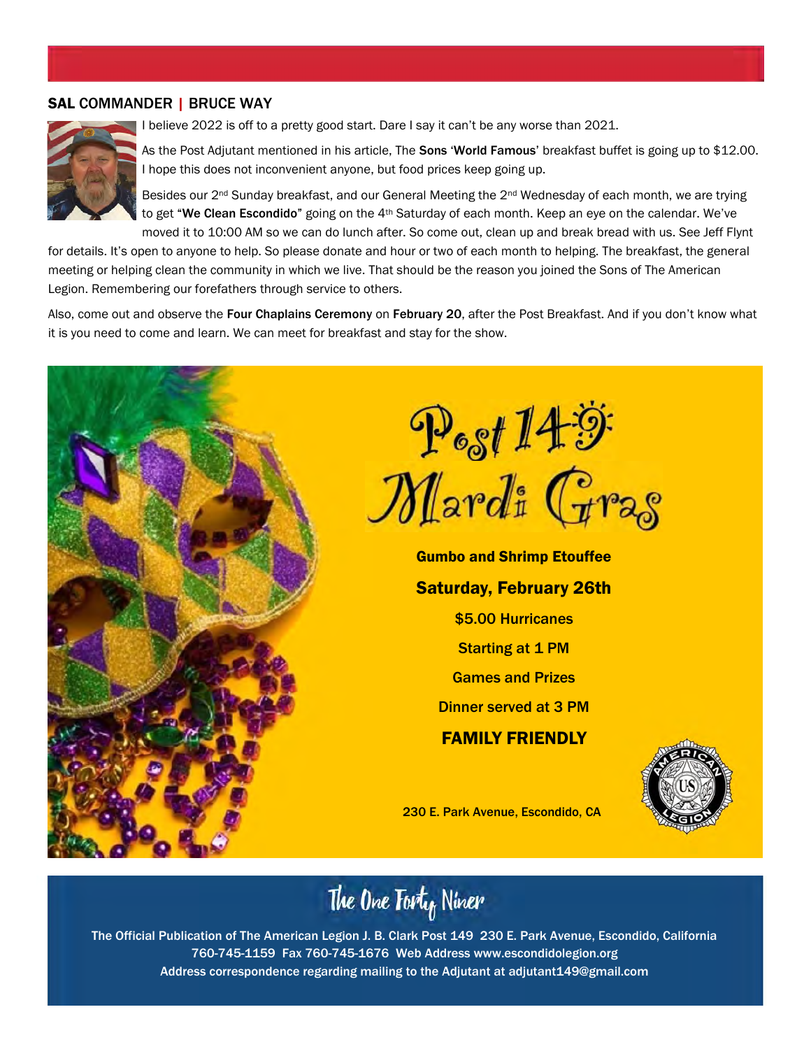## **SAL** COMMANDER | BRUCE WAY

I believe 2022 is off to a pretty good start. Dare I say it can't be any worse than 2021.

As the Post Adjutant mentioned in his article, The **Sons** '**World Famous**' breakfast buffet is going up to $12.00. I hope this does not inconvenient anyone, but food prices keep going up.

Besides our 2nd Sunday breakfast, and our General Meeting the 2nd Wednesday of each month, we are trying to get "**We Clean Escondido**" going on the 4th Saturday of each month. Keep an eye on the calendar. We've moved it to 10:00 AM so we can do lunch after. So come out, clean up and break bread with us. See Jeff Flynt for details. It's open to anyone to help. So please donate and hour or two of each month to helping. The breakfast, the general meeting or helping clean the community in which we live. That should be the reason you joined the Sons of The American Legion. Remembering our forefathers through service to others.

Also, come out and observe the **Four Chaplains Ceremony** on **February 20**, after the Post Breakfast. And if you don't know what it is you need to come and learn. We can meet for breakfast and stay for the show.

# Post 149 Mardi Gras

**Gumbo and Shrimp Etouffee**

**Saturday, February 26th**

**$5.00 Hurricanes**

**Starting at 1 PM**

**Games and Prizes**

**Dinner served at 3 PM**

**FAMILY FRIENDLY**

230 E. Park Avenue, Escondido, CA

## The One Forty Niner

The Official Publication of The American Legion J. B. Clark Post 149 230 E. Park Avenue, Escondido, California
760-745-1159 Fax 760-745-1676 Web Address www.escondidolegion.org
Address correspondence regarding mailing to the Adjutant at adjutant149@gmail.com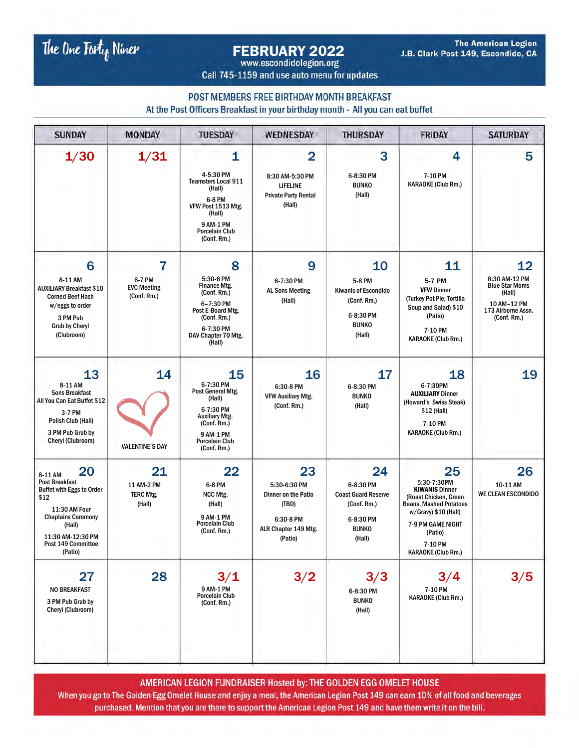The One Forty Niner

# FEBRUARY 2022

www.escondidolegion.org
Call 745-1159 and use auto menu for updates

The American Legion
J.B. Clark Post 149, Escondido, CA

## POST MEMBERS FREE BIRTHDAY MONTH BREAKFAST

At the Post Officers Breakfast in your birthday month - All you can eat buffet

| SUNDAY | MONDAY | TUESDAY | WEDNESDAY | THURSDAY | FRIDAY | SATURDAY |
|---|---|---|---|---|---|---|
| 1/30 | 1/31 | 1<br>4-5:30 PM Teamsters Local 911 (Hall)<br>6-8 PM VFW Post 1513 Mtg. (Hall)<br>9 AM-1 PM Porcelain Club (Conf. Rm.) | 2<br>8:30 AM-5:30 PM LIFELINE Private Party Rental (Hall) | 3<br>6-8:30 PM BUNKO (Hall) | 4<br>7-10 PM KARAOKE (Club Rm.) | 5 |
| 6<br>8-11 AM AUXILIARY Breakfast $10 Corned Beef Hash w/eggs to order<br>3 PM Pub Grub by Cheryl (Clubroom) | 7<br>6-7 PM EVC Meeting (Conf. Rm.) | 8<br>5:30-6 PM Finance Mtg. (Conf. Rm.)<br>6–7:30 PM Post E-Board Mtg. (Conf. Rm.)<br>6-7:30 PM DAV Chapter 70 Mtg. (Hall) | 9<br>6-7:30 PM AL Sons Meeting (Hall) | 10<br>5-8 PM Kiwanis of Escondido (Conf. Rm.)<br>6-8:30 PM BUNKO (Hall) | 11<br>5-7 PM **VFW** Dinner (Turkey Pot Pie, Tortilla Soup and Salad) $10 (Patio)<br>7-10 PM KARAOKE (Club Rm.) | 12<br>8:30 AM-12 PM Blue Star Moms (Hall)<br>10 AM–12 PM 173 Airborne Assn. (Conf. Rm.) |
| 13<br>8-11 AM Sons Breakfast All You Can Eat Buffet $12<br>3-7 PM Polish Club (Hall)<br>3 PM Pub Grub by Cheryl (Clubroom) | 14<br>VALENTINE'S DAY | 15<br>6-7:30 PM Post General Mtg. (Hall)<br>6-7:30 PM Auxiliary Mtg. (Conf. Rm.)<br>9 AM-1 PM Porcelain Club (Conf. Rm.) | 16<br>6:30-8 PM VFW Auxiliary Mtg. (Conf. Rm.) | 17<br>6-8:30 PM BUNKO (Hall) | 18<br>6-7:30PM **AUXILIARY** Dinner (Howard's Swiss Steak) $12 (Hall)<br>7-10 PM KARAOKE (Club Rm.) | 19 |
| 20<br>8-11 AM Post Breakfast Buffet with Eggs to Order $12<br>11:30 AM Four Chaplains Ceremony (Hall)<br>11:30 AM-12:30 PM Post 149 Committee (Patio) | 21<br>11 AM-2 PM TERC Mtg. (Hall) | 22<br>6-8 PM NCC Mtg. (Hall)<br>9 AM-1 PM Porcelain Club (Conf. Rm.) | 23<br>5:30-6:30 PM Dinner on the Patio (TBD)<br>6:30-8 PM ALR Chapter 149 Mtg. (Patio) | 24<br>6-8:30 PM Coast Guard Reserve (Conf. Rm.)<br>6-8:30 PM BUNKO (Hall) | 25<br>5:30-7:30PM **KIWANIS** Dinner (Roast Chicken, Green Beans, Mashed Potatoes w/Gravy) $10 (Hall)<br>7-9 PM GAME NIGHT (Patio)<br>7-10 PM KARAOKE (Club Rm.) | 26<br>10-11 AM WE CLEAN ESCONDIDO |
| 27<br>NO BREAKFAST<br>3 PM Pub Grub by Cheryl (Clubroom) | 28 | 3/1<br>9 AM-1 PM Porcelain Club (Conf. Rm.) | 3/2 | 3/3<br>6-8:30 PM BUNKO (Hall) | 3/4<br>7-10 PM KARAOKE (Club Rm.) | 3/5 |

**AMERICAN LEGION FUNDRAISER Hosted by: THE GOLDEN EGG OMELET HOUSE**

When you go to The Golden Egg Omelet House and enjoy a meal, the American Legion Post 149 can earn 10% of all food and beverages purchased. Mention that you are there to support the American Legion Post 149 and have them write it on the bill.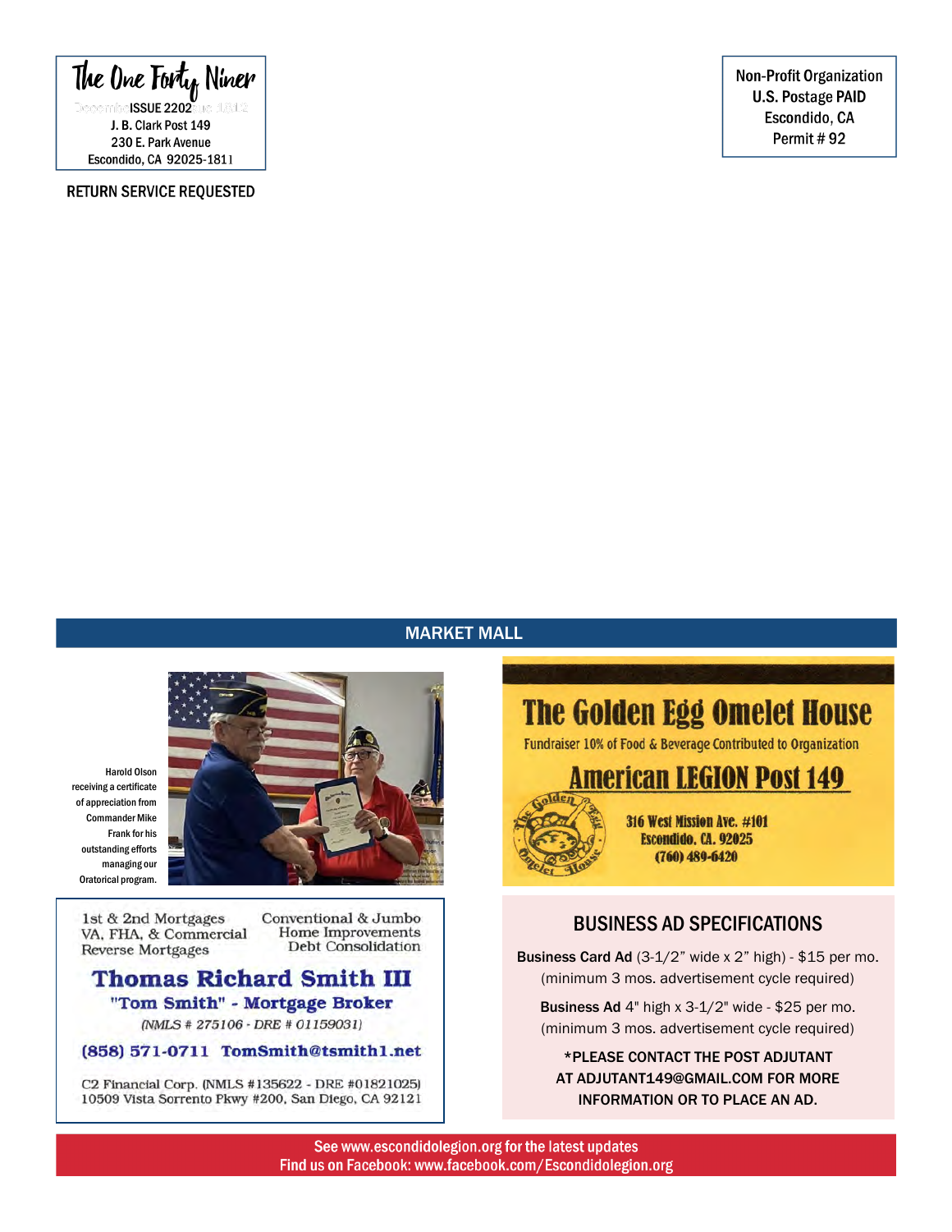The One Forty Niner
ISSUE 2202
J. B. Clark Post 149
230 E. Park Avenue
Escondido, CA 92025-1811

RETURN SERVICE REQUESTED

Non-Profit Organization
U.S. Postage PAID
Escondido, CA
Permit # 92

## MARKET MALL

Harold Olson receiving a certificate of appreciation from Commander Mike Frank for his outstanding efforts managing our Oratorical program.

1st & 2nd Mortgages
VA, FHA, & Commercial
Reverse Mortgages

Conventional & Jumbo
Home Improvements
Debt Consolidation

**Thomas Richard Smith III**
**"Tom Smith" - Mortgage Broker**
(NMLS # 275106 - DRE # 01159031)

**(858) 571-0711 TomSmith@tsmith1.net**

C2 Financial Corp. (NMLS #135622 - DRE #01821025)
10509 Vista Sorrento Pkwy #200, San Diego, CA 92121

**The Golden Egg Omelet House**
Fundraiser 10% of Food & Beverage Contributed to Organization
**American LEGION Post 149**
316 West Mission Ave. #101
Escondido, CA. 92025
(760) 489-6420

### BUSINESS AD SPECIFICATIONS

**Business Card Ad** (3-1/2" wide x 2" high) - $15 per mo. (minimum 3 mos. advertisement cycle required)

**Business Ad** 4" high x 3-1/2" wide - $25 per mo. (minimum 3 mos. advertisement cycle required)

*PLEASE CONTACT THE POST ADJUTANT AT ADJUTANT149@GMAIL.COM FOR MORE INFORMATION OR TO PLACE AN AD.

See www.escondidolegion.org for the latest updates
Find us on Facebook: www.facebook.com/Escondidolegion.org